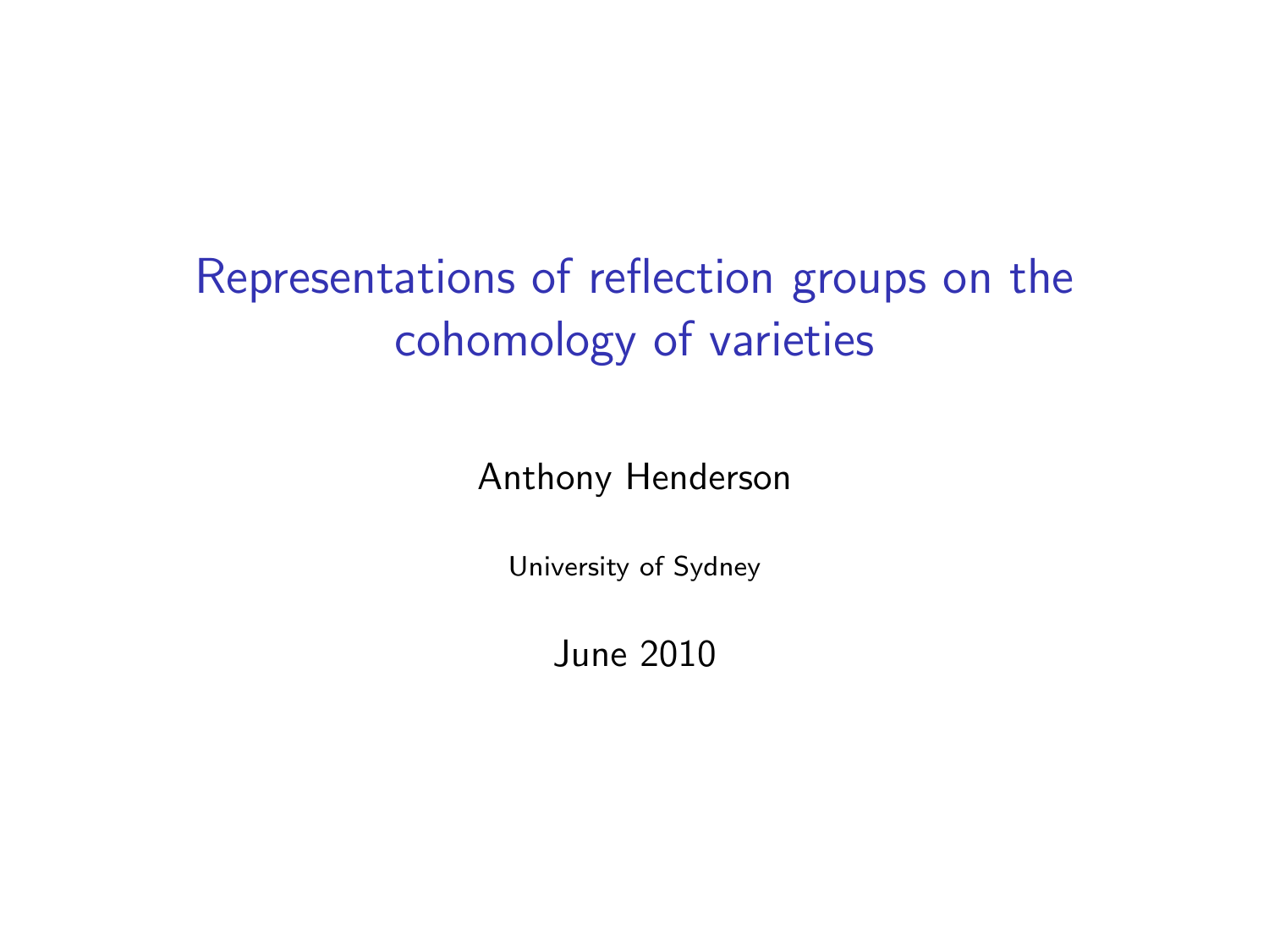# Representations of reflection groups on the cohomology of varieties

Anthony Henderson

University of Sydney

June 2010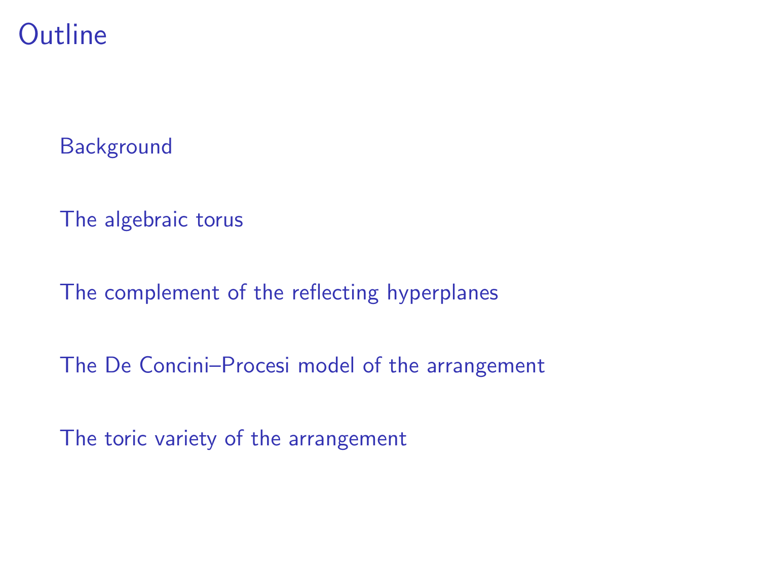# Outline

Background

The algebraic torus

The complement of the reflecting hyperplanes

The De Concini–Procesi model of the arrangement

The toric variety of the arrangement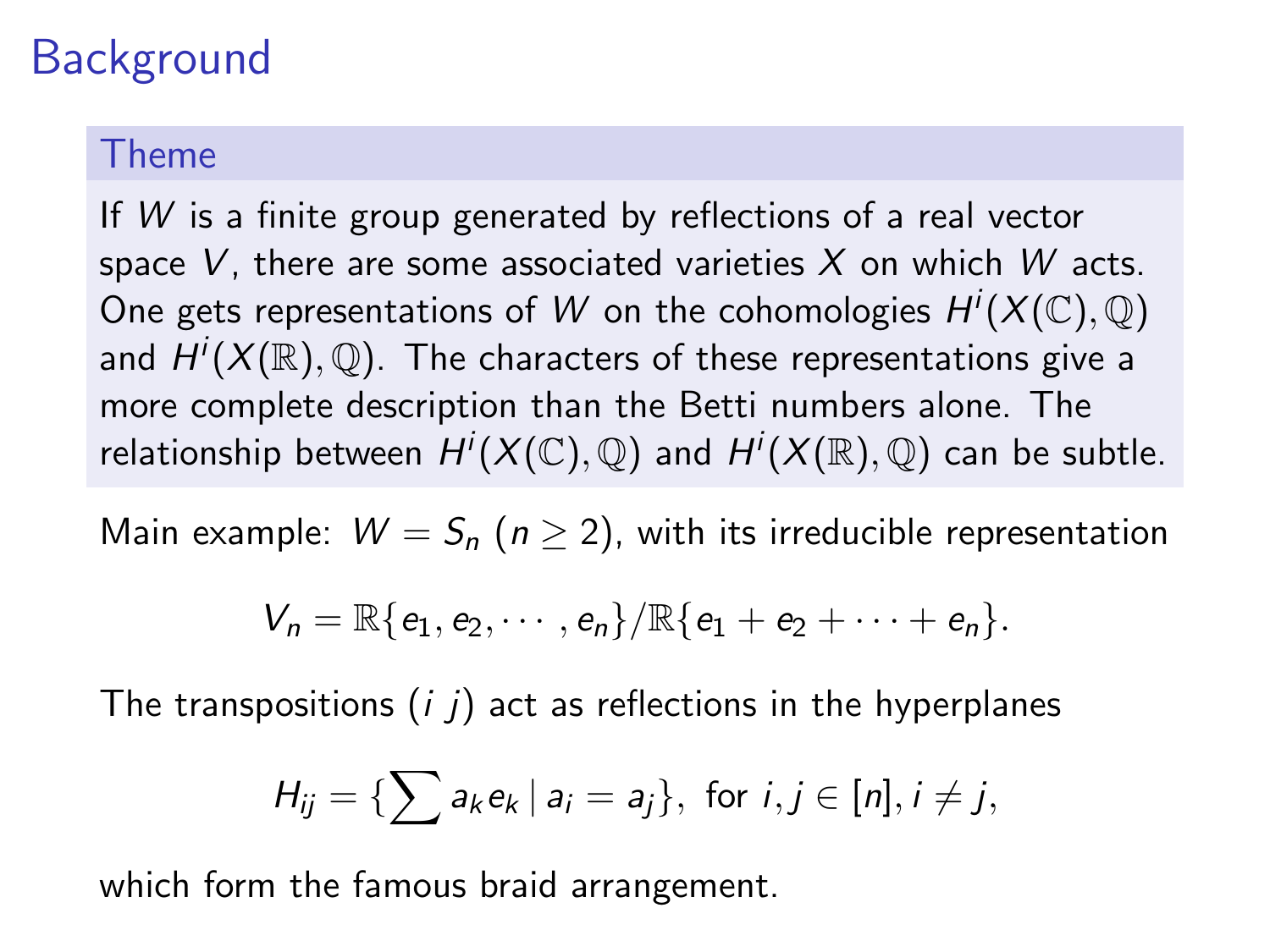# Background

### Theme

If $W$ is a finite group generated by reflections of a real vector space $V$, there are some associated varieties $X$ on which $W$ acts. One gets representations of $W$ on the cohomologies $H^i(X(\mathbb{C}), \mathbb{Q})$ and $H^i(X(\mathbb{R}), \mathbb{Q})$. The characters of these representations give a more complete description than the Betti numbers alone. The relationship between $H^i(X(\mathbb{C}), \mathbb{Q})$ and $H^i(X(\mathbb{R}), \mathbb{Q})$ can be subtle.

Main example: $W = S_n$ ($n \geq 2$), with its irreducible representation

$$V_n = \mathbb{R}\{e_1, e_2, \cdots, e_n\}/\mathbb{R}\{e_1 + e_2 + \cdots + e_n\}.$$

The transpositions $(i\ j)$ act as reflections in the hyperplanes

$$H_{ij} = \{\sum a_k e_k \mid a_i = a_j\}, \text{ for } i, j \in [n], i \neq j,$$

which form the famous braid arrangement.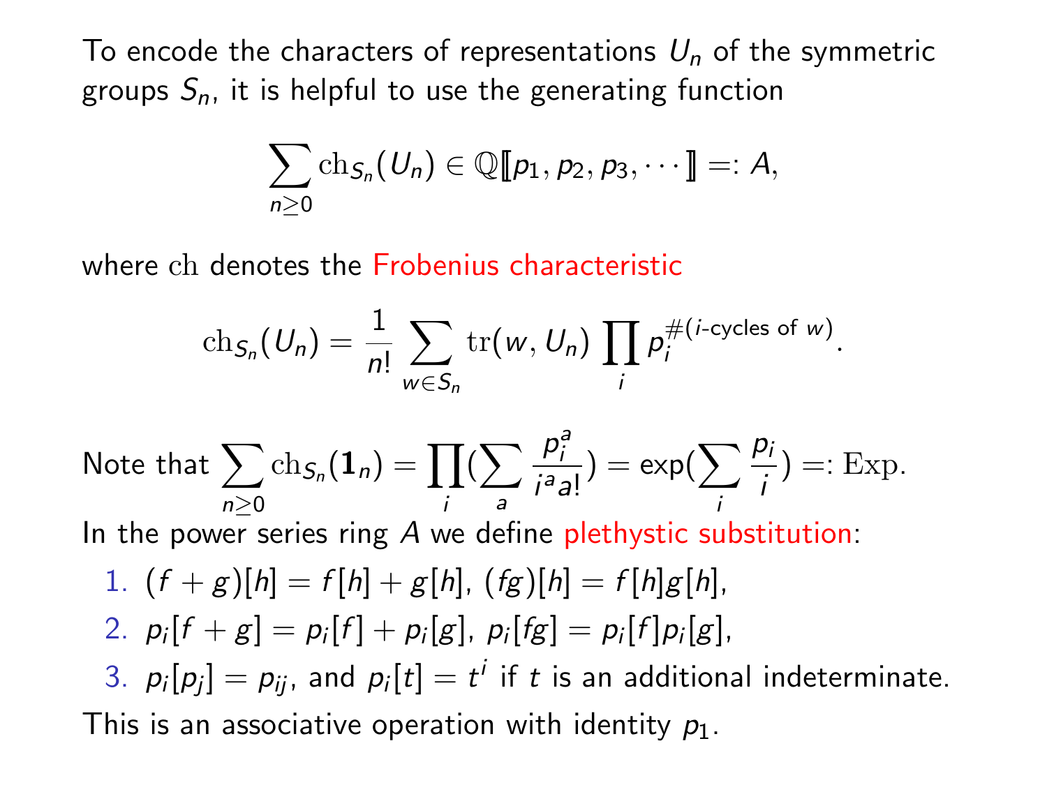To encode the characters of representations $U_n$ of the symmetric groups $S_n$, it is helpful to use the generating function

$$\sum_{n\geq 0} \mathrm{ch}_{S_n}(U_n) \in \mathbb{Q}[\![p_1, p_2, p_3, \cdots]\!] =: A,$$

where $\mathrm{ch}$ denotes the Frobenius characteristic

$$\mathrm{ch}_{S_n}(U_n) = \frac{1}{n!} \sum_{w \in S_n} \mathrm{tr}(w, U_n) \prod_i p_i^{\#(i\text{-cycles of } w)}.$$

Note that $\displaystyle\sum_{n\geq 0} \mathrm{ch}_{S_n}(\mathbf{1}_n) = \prod_i (\sum_a \frac{p_i^a}{i^a a!}) = \exp(\sum_i \frac{p_i}{i}) =: \mathrm{Exp}.$

In the power series ring $A$ we define plethystic substitution:

1. $(f+g)[h] = f[h] + g[h]$, $(fg)[h] = f[h]g[h]$,
2. $p_i[f+g] = p_i[f] + p_i[g]$, $p_i[fg] = p_i[f]p_i[g]$,
3. $p_i[p_j] = p_{ij}$, and $p_i[t] = t^i$ if $t$ is an additional indeterminate.

This is an associative operation with identity $p_1$.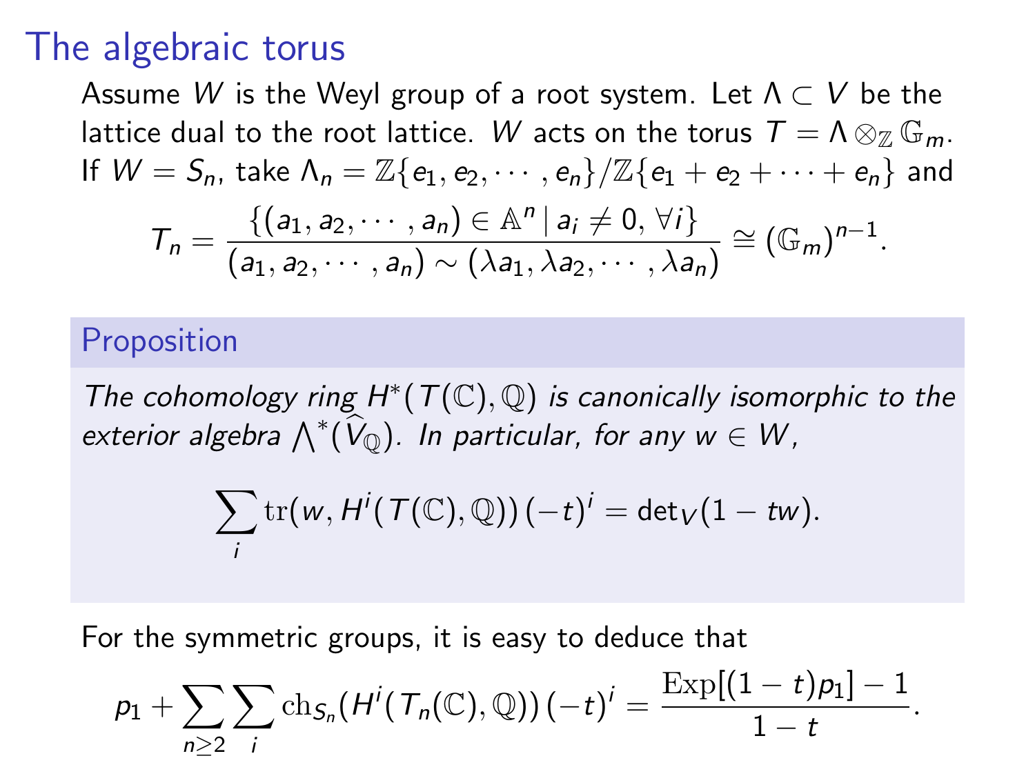# The algebraic torus

Assume $W$ is the Weyl group of a root system. Let $\Lambda \subset V$ be the lattice dual to the root lattice. $W$ acts on the torus $T = \Lambda \otimes_{\mathbb{Z}} \mathbb{G}_m$. If $W = S_n$, take $\Lambda_n = \mathbb{Z}\{e_1, e_2, \cdots, e_n\}/\mathbb{Z}\{e_1 + e_2 + \cdots + e_n\}$ and

$$T_n = \frac{\{(a_1, a_2, \cdots, a_n) \in \mathbb{A}^n \mid a_i \neq 0, \forall i\}}{(a_1, a_2, \cdots, a_n) \sim (\lambda a_1, \lambda a_2, \cdots, \lambda a_n)} \cong (\mathbb{G}_m)^{n-1}.$$

### Proposition

*The cohomology ring $H^*(T(\mathbb{C}), \mathbb{Q})$ is canonically isomorphic to the exterior algebra $\bigwedge^*(\widehat{V}_{\mathbb{Q}})$. In particular, for any $w \in W$,*

$$\sum_i \operatorname{tr}(w, H^i(T(\mathbb{C}), \mathbb{Q}))\,(-t)^i = \det{}_V(1 - tw).$$

For the symmetric groups, it is easy to deduce that

$$p_1 + \sum_{n \geq 2} \sum_i \operatorname{ch}_{S_n}(H^i(T_n(\mathbb{C}), \mathbb{Q}))\,(-t)^i = \frac{\operatorname{Exp}[(1-t)p_1] - 1}{1 - t}.$$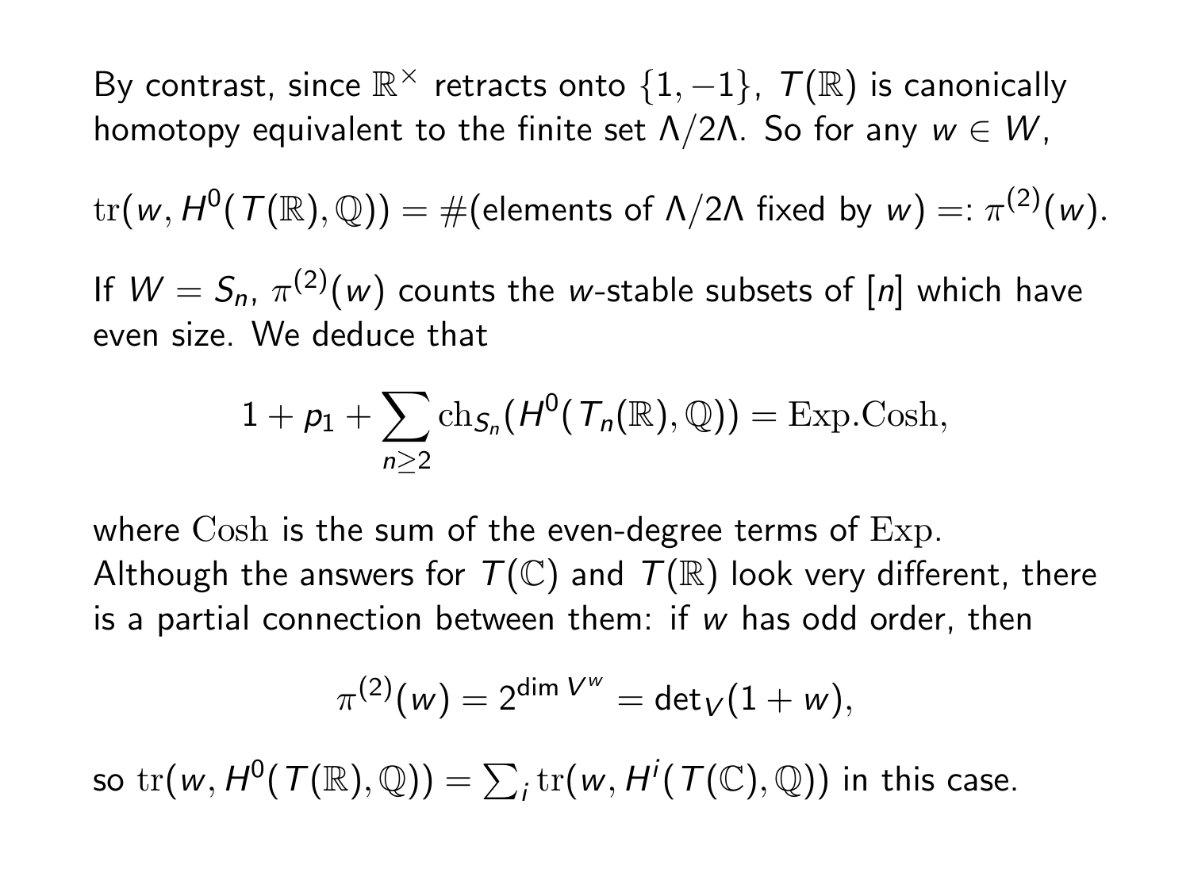By contrast, since $\mathbb{R}^\times$ retracts onto $\{1, -1\}$, $T(\mathbb{R})$ is canonically homotopy equivalent to the finite set $\Lambda/2\Lambda$. So for any $w \in W$,

$$\mathrm{tr}(w, H^0(T(\mathbb{R}), \mathbb{Q})) = \#(\text{elements of } \Lambda/2\Lambda \text{ fixed by } w) =: \pi^{(2)}(w).$$

If $W = S_n$, $\pi^{(2)}(w)$ counts the $w$-stable subsets of $[n]$ which have even size. We deduce that

$$1 + p_1 + \sum_{n \geq 2} \mathrm{ch}_{S_n}(H^0(T_n(\mathbb{R}), \mathbb{Q})) = \mathrm{Exp.Cosh},$$

where $\mathrm{Cosh}$ is the sum of the even-degree terms of $\mathrm{Exp}$. Although the answers for $T(\mathbb{C})$ and $T(\mathbb{R})$ look very different, there is a partial connection between them: if $w$ has odd order, then

$$\pi^{(2)}(w) = 2^{\dim V^w} = \det_V(1 + w),$$

so $\mathrm{tr}(w, H^0(T(\mathbb{R}), \mathbb{Q})) = \sum_i \mathrm{tr}(w, H^i(T(\mathbb{C}), \mathbb{Q}))$ in this case.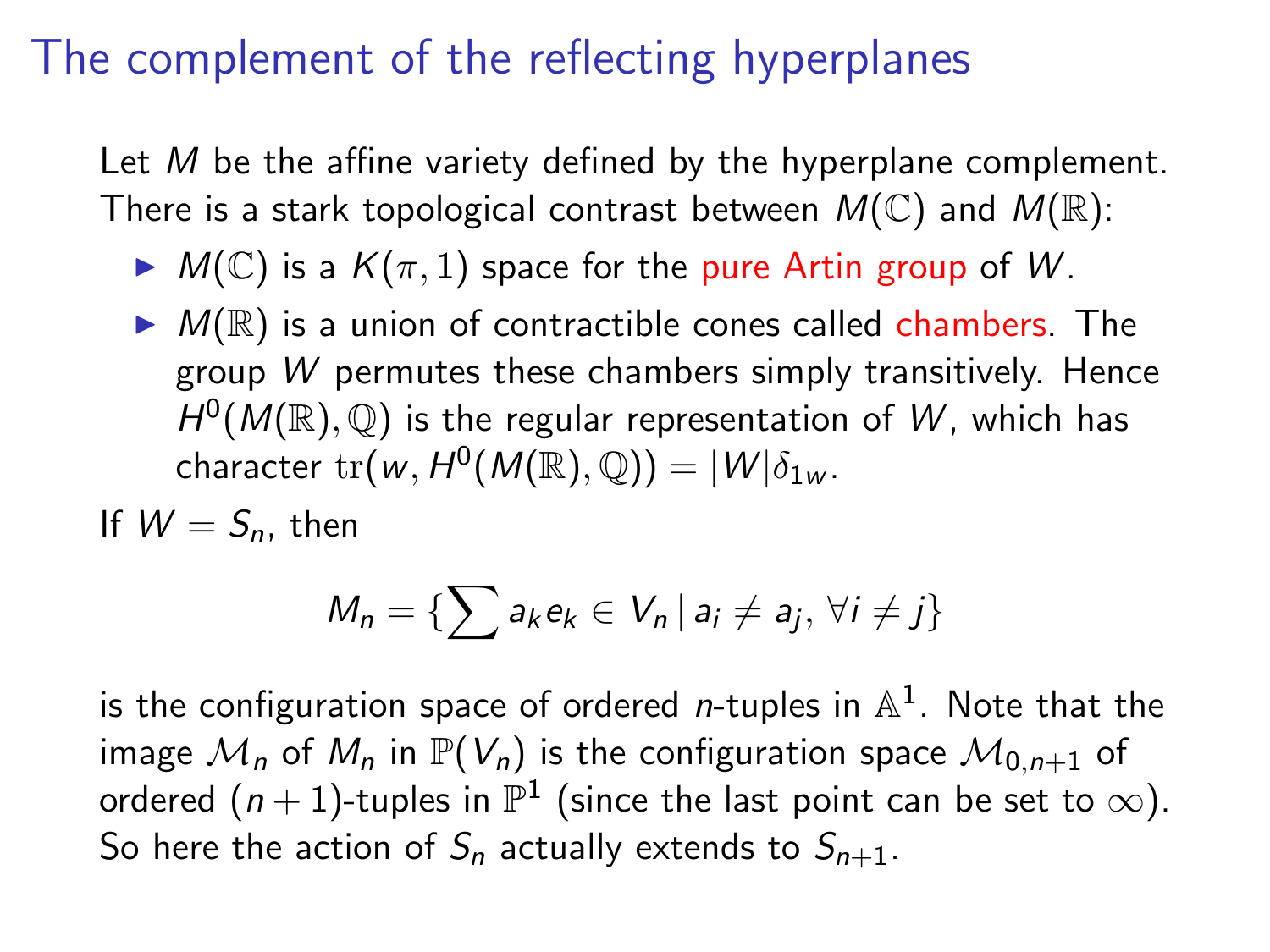# The complement of the reflecting hyperplanes

Let $M$ be the affine variety defined by the hyperplane complement. There is a stark topological contrast between $M(\mathbb{C})$ and $M(\mathbb{R})$:

- $M(\mathbb{C})$ is a $K(\pi, 1)$ space for the pure Artin group of $W$.
- $M(\mathbb{R})$ is a union of contractible cones called chambers. The group $W$ permutes these chambers simply transitively. Hence $H^0(M(\mathbb{R}), \mathbb{Q})$ is the regular representation of $W$, which has character $\mathrm{tr}(w, H^0(M(\mathbb{R}), \mathbb{Q})) = |W|\delta_{1w}$.

If $W = S_n$, then

$$M_n = \{\sum a_k e_k \in V_n \,|\, a_i \neq a_j, \, \forall i \neq j\}$$

is the configuration space of ordered $n$-tuples in $\mathbb{A}^1$. Note that the image $\mathcal{M}_n$ of $M_n$ in $\mathbb{P}(V_n)$ is the configuration space $\mathcal{M}_{0,n+1}$ of ordered $(n+1)$-tuples in $\mathbb{P}^1$ (since the last point can be set to $\infty$). So here the action of $S_n$ actually extends to $S_{n+1}$.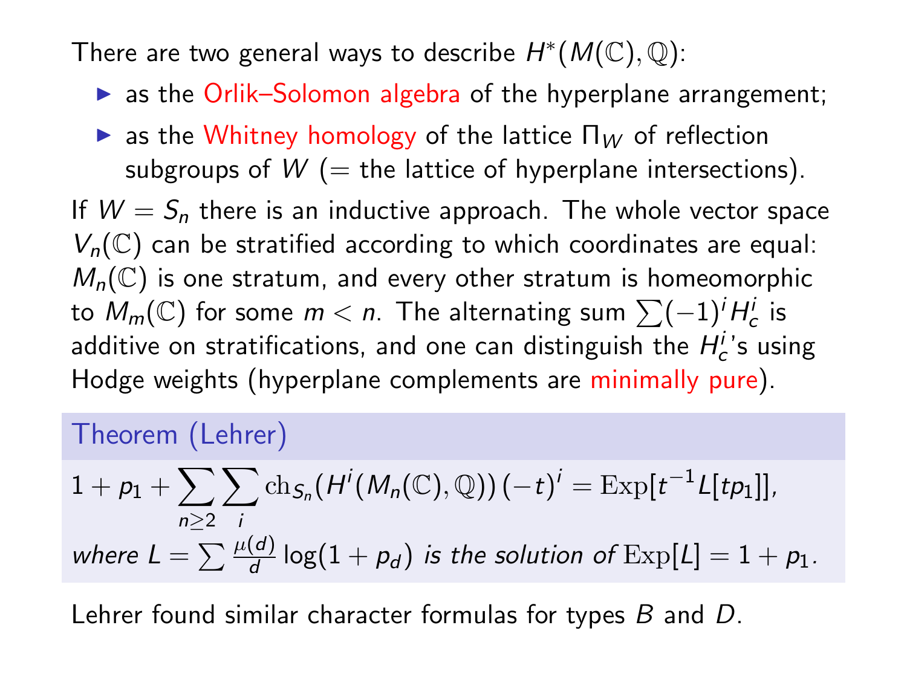There are two general ways to describe $H^*(M(\mathbb{C}), \mathbb{Q})$:

- as the Orlik–Solomon algebra of the hyperplane arrangement;
- as the Whitney homology of the lattice $\Pi_W$ of reflection subgroups of $W$ (= the lattice of hyperplane intersections).

If $W = S_n$ there is an inductive approach. The whole vector space $V_n(\mathbb{C})$ can be stratified according to which coordinates are equal: $M_n(\mathbb{C})$ is one stratum, and every other stratum is homeomorphic to $M_m(\mathbb{C})$ for some $m < n$. The alternating sum $\sum (-1)^i H_c^i$ is additive on stratifications, and one can distinguish the $H_c^i$'s using Hodge weights (hyperplane complements are minimally pure).

**Theorem (Lehrer)**

$$1 + p_1 + \sum_{n \geq 2} \sum_i \mathrm{ch}_{S_n}(H^i(M_n(\mathbb{C}), \mathbb{Q}))\,(-t)^i = \mathrm{Exp}[t^{-1} L[tp_1]],$$

*where* $L = \sum \frac{\mu(d)}{d} \log(1 + p_d)$ *is the solution of* $\mathrm{Exp}[L] = 1 + p_1$.

Lehrer found similar character formulas for types $B$ and $D$.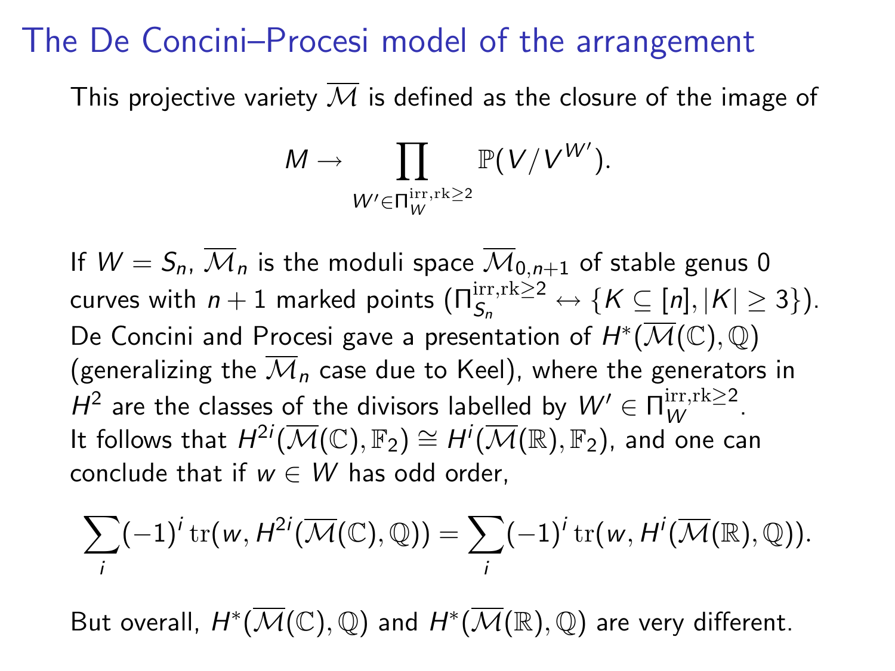# The De Concini–Procesi model of the arrangement

This projective variety $\overline{\mathcal{M}}$ is defined as the closure of the image of

$$M \to \prod_{W' \in \Pi_W^{\mathrm{irr},\mathrm{rk}\geq 2}} \mathbb{P}(V/V^{W'}).$$

If $W = S_n$, $\overline{\mathcal{M}}_n$ is the moduli space $\overline{\mathcal{M}}_{0,n+1}$ of stable genus 0 curves with $n+1$ marked points ($\Pi_{S_n}^{\mathrm{irr},\mathrm{rk}\geq 2} \leftrightarrow \{K \subseteq [n], |K| \geq 3\}$). De Concini and Procesi gave a presentation of $H^*(\overline{\mathcal{M}}(\mathbb{C}), \mathbb{Q})$ (generalizing the $\overline{\mathcal{M}}_n$ case due to Keel), where the generators in $H^2$ are the classes of the divisors labelled by $W' \in \Pi_W^{\mathrm{irr},\mathrm{rk}\geq 2}$. It follows that $H^{2i}(\overline{\mathcal{M}}(\mathbb{C}), \mathbb{F}_2) \cong H^i(\overline{\mathcal{M}}(\mathbb{R}), \mathbb{F}_2)$, and one can conclude that if $w \in W$ has odd order,

$$\sum_i (-1)^i \operatorname{tr}(w, H^{2i}(\overline{\mathcal{M}}(\mathbb{C}), \mathbb{Q})) = \sum_i (-1)^i \operatorname{tr}(w, H^i(\overline{\mathcal{M}}(\mathbb{R}), \mathbb{Q})).$$

But overall, $H^*(\overline{\mathcal{M}}(\mathbb{C}), \mathbb{Q})$ and $H^*(\overline{\mathcal{M}}(\mathbb{R}), \mathbb{Q})$ are very different.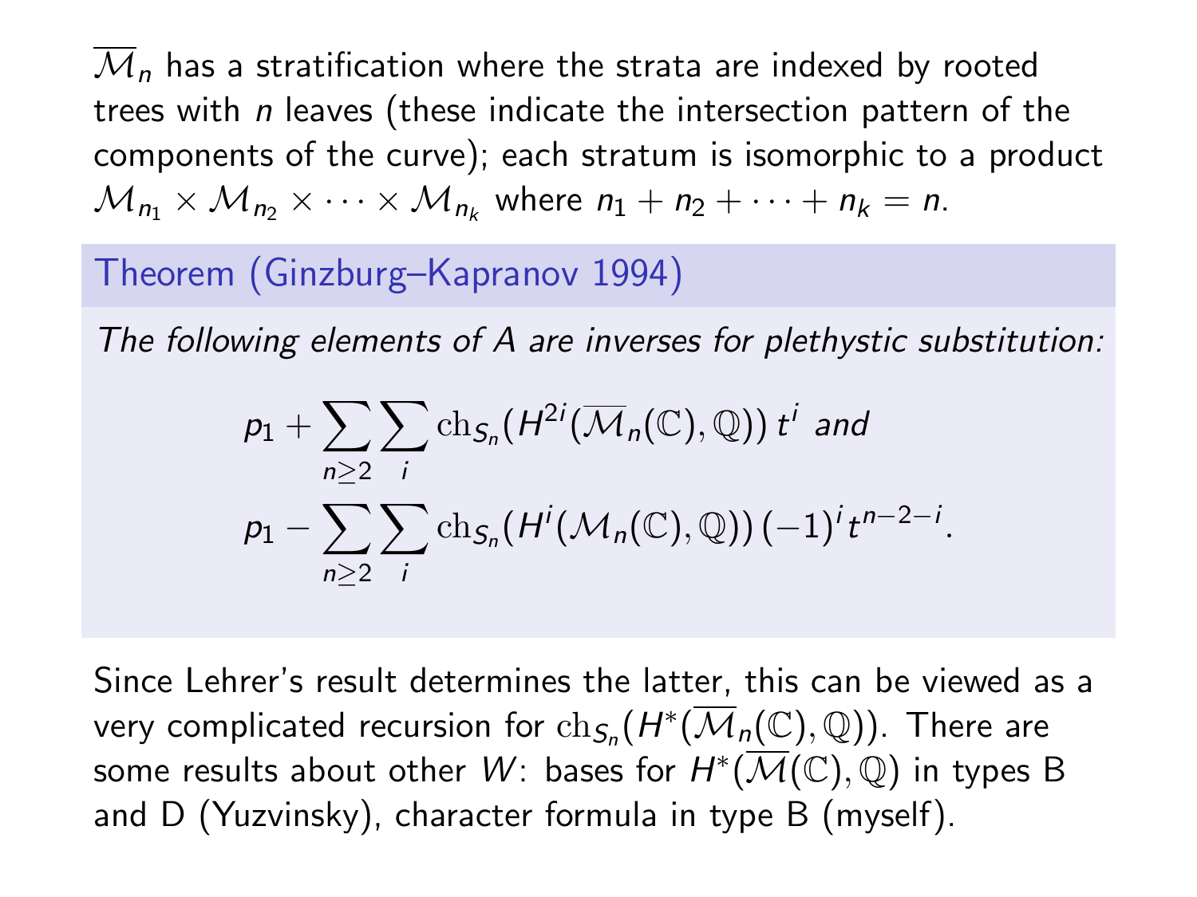$\overline{\mathcal{M}}_n$ has a stratification where the strata are indexed by rooted trees with $n$ leaves (these indicate the intersection pattern of the components of the curve); each stratum is isomorphic to a product $\mathcal{M}_{n_1} \times \mathcal{M}_{n_2} \times \cdots \times \mathcal{M}_{n_k}$ where $n_1 + n_2 + \cdots + n_k = n$.

**Theorem (Ginzburg–Kapranov 1994)**

*The following elements of $A$ are inverses for plethystic substitution:*

$$p_1 + \sum_{n \geq 2} \sum_{i} \mathrm{ch}_{S_n}(H^{2i}(\overline{\mathcal{M}}_n(\mathbb{C}), \mathbb{Q}))\, t^i \text{ and}$$

$$p_1 - \sum_{n \geq 2} \sum_{i} \mathrm{ch}_{S_n}(H^{i}(\mathcal{M}_n(\mathbb{C}), \mathbb{Q}))\, (-1)^i t^{n-2-i}.$$

Since Lehrer's result determines the latter, this can be viewed as a very complicated recursion for $\mathrm{ch}_{S_n}(H^*(\overline{\mathcal{M}}_n(\mathbb{C}), \mathbb{Q}))$. There are some results about other $W$: bases for $H^*(\overline{\mathcal{M}}(\mathbb{C}), \mathbb{Q})$ in types B and D (Yuzvinsky), character formula in type B (myself).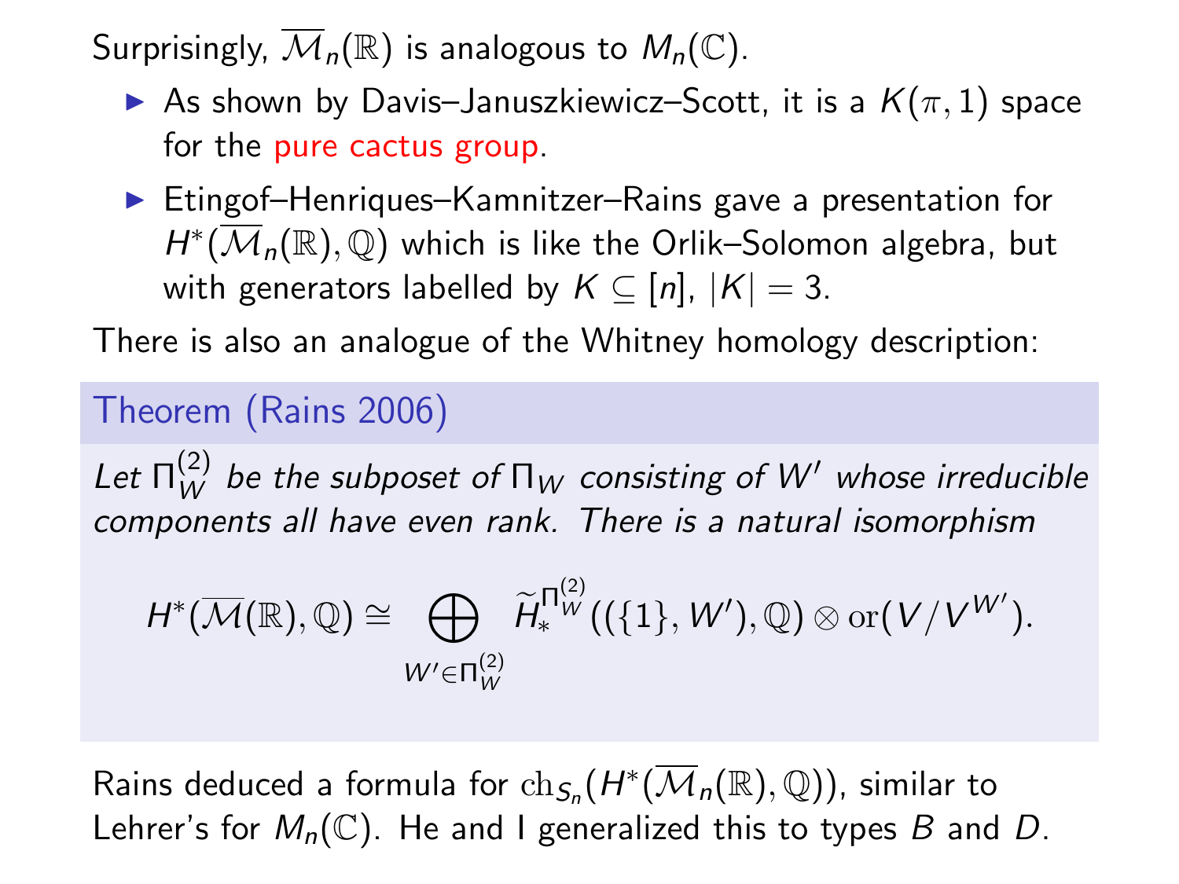Surprisingly, $\overline{\mathcal{M}}_n(\mathbb{R})$ is analogous to $M_n(\mathbb{C})$.

- As shown by Davis–Januszkiewicz–Scott, it is a $K(\pi, 1)$ space for the pure cactus group.
- Etingof–Henriques–Kamnitzer–Rains gave a presentation for $H^*(\overline{\mathcal{M}}_n(\mathbb{R}), \mathbb{Q})$ which is like the Orlik–Solomon algebra, but with generators labelled by $K \subseteq [n]$, $|K| = 3$.

There is also an analogue of the Whitney homology description:

**Theorem (Rains 2006)**

*Let $\Pi_W^{(2)}$ be the subposet of $\Pi_W$ consisting of $W'$ whose irreducible components all have even rank. There is a natural isomorphism*

$$H^*(\overline{\mathcal{M}}(\mathbb{R}), \mathbb{Q}) \cong \bigoplus_{W' \in \Pi_W^{(2)}} \widetilde{H}_*^{\Pi_W^{(2)}}((\{1\}, W'), \mathbb{Q}) \otimes \mathrm{or}(V/V^{W'}).$$

Rains deduced a formula for $\mathrm{ch}_{S_n}(H^*(\overline{\mathcal{M}}_n(\mathbb{R}), \mathbb{Q}))$, similar to Lehrer's for $M_n(\mathbb{C})$. He and I generalized this to types $B$ and $D$.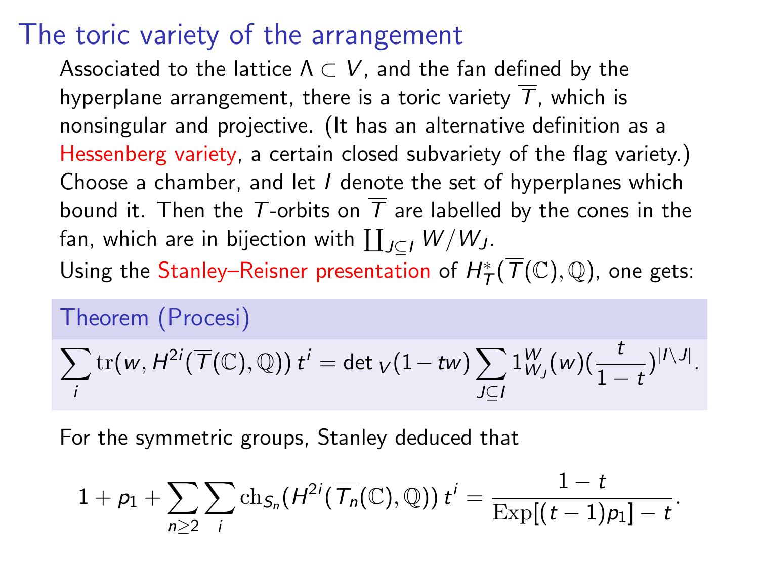# The toric variety of the arrangement

Associated to the lattice $\Lambda \subset V$, and the fan defined by the hyperplane arrangement, there is a toric variety $\overline{T}$, which is nonsingular and projective. (It has an alternative definition as a Hessenberg variety, a certain closed subvariety of the flag variety.)

Choose a chamber, and let $I$ denote the set of hyperplanes which bound it. Then the $T$-orbits on $\overline{T}$ are labelled by the cones in the fan, which are in bijection with $\coprod_{J \subseteq I} W/W_J$.

Using the Stanley–Reisner presentation of $H_T^*(\overline{T}(\mathbb{C}), \mathbb{Q})$, one gets:

**Theorem (Procesi)**

$$\sum_i \mathrm{tr}(w, H^{2i}(\overline{T}(\mathbb{C}), \mathbb{Q}))\, t^i = \det{}_V(1 - tw) \sum_{J \subseteq I} 1_{W_J}^W(w)\left(\frac{t}{1-t}\right)^{|I \setminus J|}.$$

For the symmetric groups, Stanley deduced that

$$1 + p_1 + \sum_{n \geq 2} \sum_i \mathrm{ch}_{S_n}(H^{2i}(\overline{T_n}(\mathbb{C}), \mathbb{Q}))\, t^i = \frac{1-t}{\mathrm{Exp}[(t-1)p_1] - t}.$$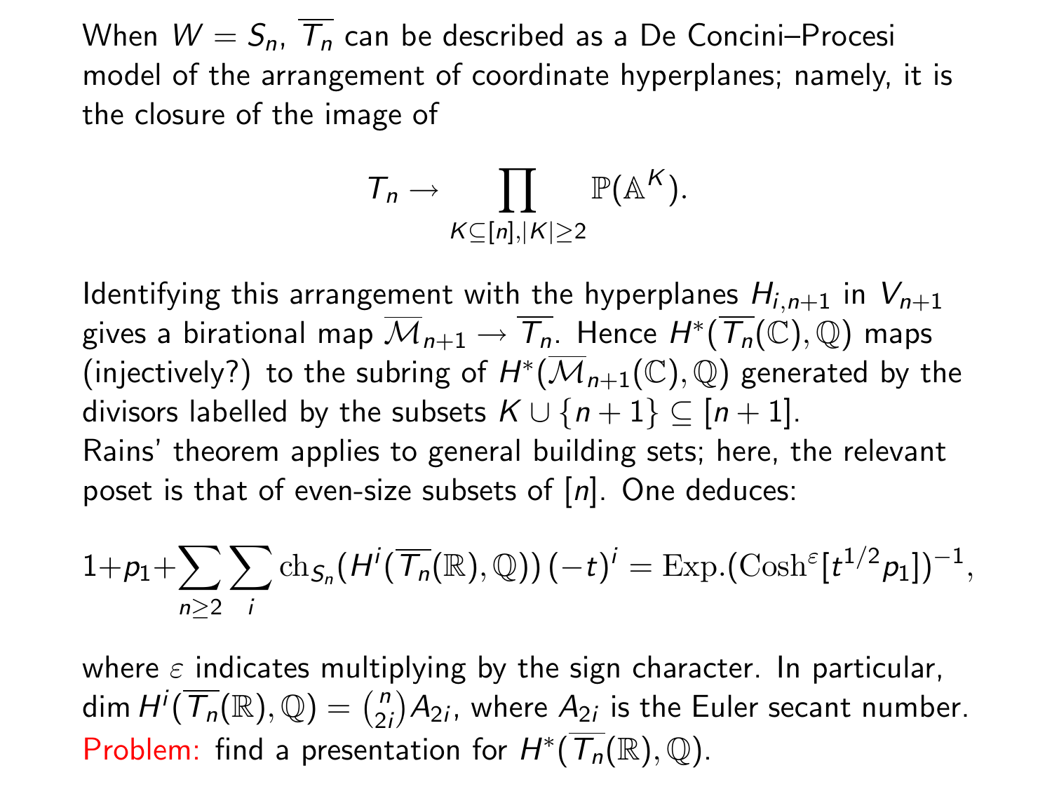When $W = S_n$, $\overline{T_n}$ can be described as a De Concini–Procesi model of the arrangement of coordinate hyperplanes; namely, it is the closure of the image of

$$T_n \to \prod_{K \subseteq [n], |K| \geq 2} \mathbb{P}(\mathbb{A}^K).$$

Identifying this arrangement with the hyperplanes $H_{i,n+1}$ in $V_{n+1}$ gives a birational map $\overline{\mathcal{M}}_{n+1} \to \overline{T_n}$. Hence $H^*(\overline{T_n}(\mathbb{C}), \mathbb{Q})$ maps (injectively?) to the subring of $H^*(\overline{\mathcal{M}}_{n+1}(\mathbb{C}), \mathbb{Q})$ generated by the divisors labelled by the subsets $K \cup \{n+1\} \subseteq [n+1]$.

Rains' theorem applies to general building sets; here, the relevant poset is that of even-size subsets of $[n]$. One deduces:

$$1 + p_1 + \sum_{n \geq 2} \sum_i \mathrm{ch}_{S_n}(H^i(\overline{T_n}(\mathbb{R}), \mathbb{Q}))\,(-t)^i = \mathrm{Exp.}(\mathrm{Cosh}^{\varepsilon}[t^{1/2} p_1])^{-1},$$

where $\varepsilon$ indicates multiplying by the sign character. In particular, $\dim H^i(\overline{T_n}(\mathbb{R}), \mathbb{Q}) = \binom{n}{2i} A_{2i}$, where $A_{2i}$ is the Euler secant number.

Problem: find a presentation for $H^*(\overline{T_n}(\mathbb{R}), \mathbb{Q})$.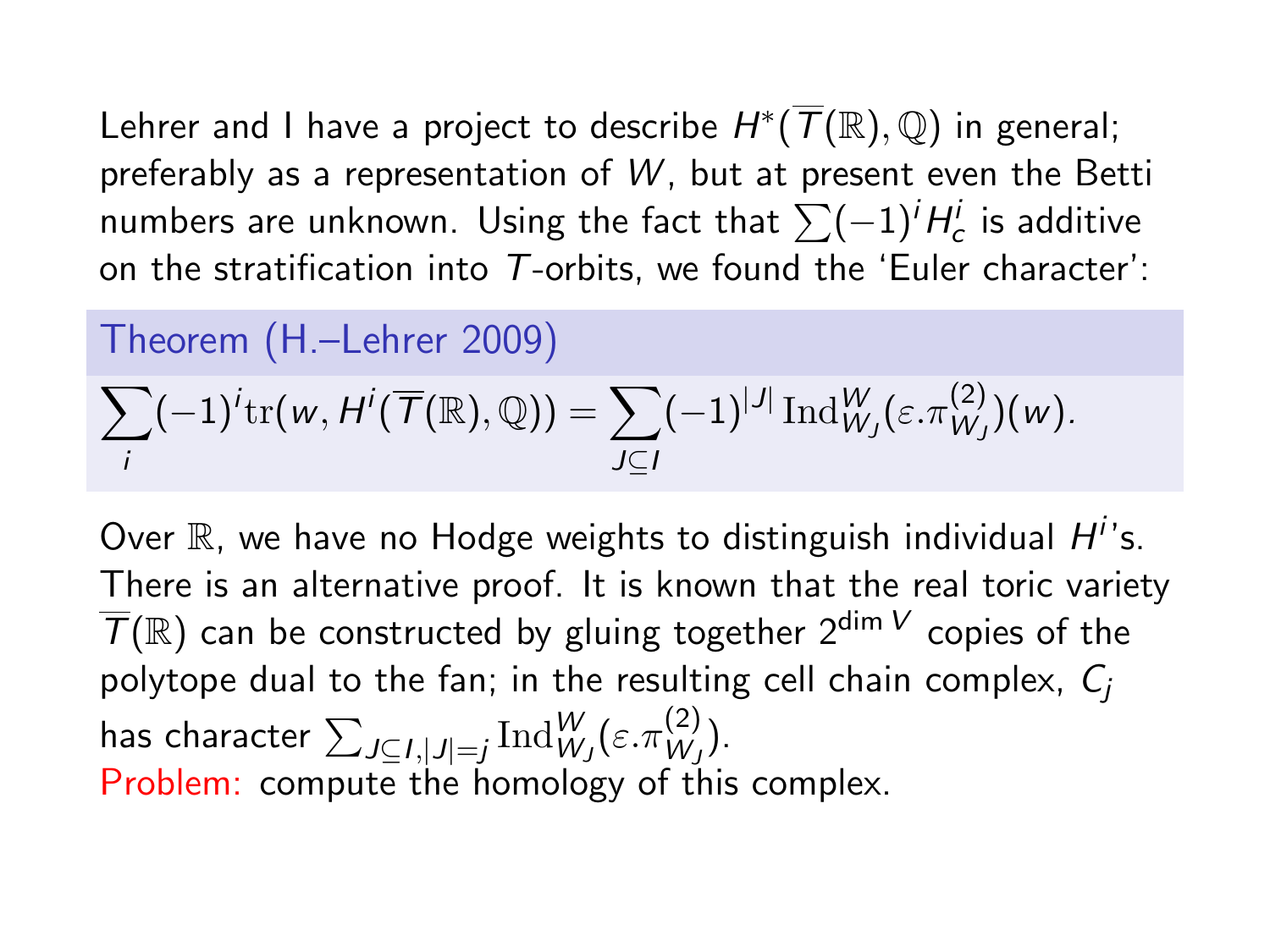Lehrer and I have a project to describe $H^*(\overline{T}(\mathbb{R}), \mathbb{Q})$ in general; preferably as a representation of $W$, but at present even the Betti numbers are unknown. Using the fact that $\sum (-1)^i H_c^i$ is additive on the stratification into $T$-orbits, we found the 'Euler character':

**Theorem (H.–Lehrer 2009)**

$$\sum_i (-1)^i \mathrm{tr}(w, H^i(\overline{T}(\mathbb{R}), \mathbb{Q})) = \sum_{J \subseteq I} (-1)^{|J|} \mathrm{Ind}_{W_J}^W (\varepsilon . \pi_{W_J}^{(2)})(w).$$

Over $\mathbb{R}$, we have no Hodge weights to distinguish individual $H^i$'s. There is an alternative proof. It is known that the real toric variety $\overline{T}(\mathbb{R})$ can be constructed by gluing together $2^{\dim V}$ copies of the polytope dual to the fan; in the resulting cell chain complex, $C_j$ has character $\sum_{J \subseteq I, |J|=j} \mathrm{Ind}_{W_J}^W (\varepsilon . \pi_{W_J}^{(2)})$.

Problem: compute the homology of this complex.